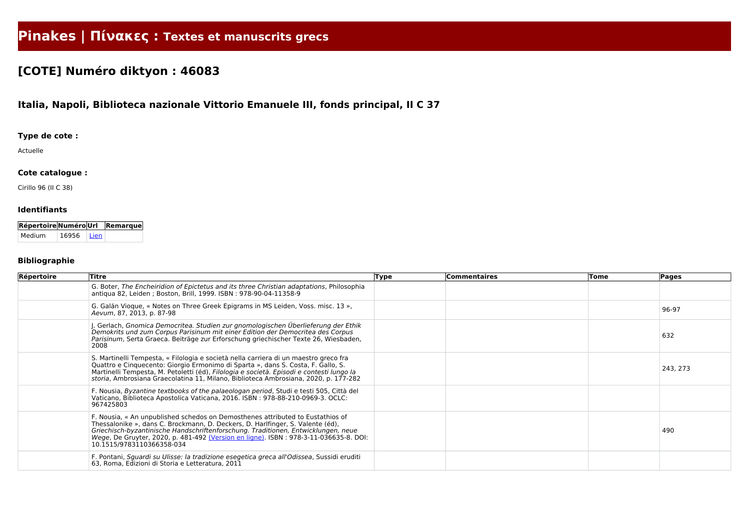# Pinakes | Πίνακες : Textes et manuscrits grecs

## [COTE] Numéro diktyon : 46083

### Italia, Napoli, Biblioteca nazionale Vittorio Emanuele III, fonds principal, II C 37

#### Type de cote :

Actuelle

#### Cote catalogue :

Cirillo 96 (II C 38)

#### Identifiants

| Répertoire | Numéro | Url | Remarque |
|---|---|---|---|
| Medium | 16956 | Lien | |

#### Bibliographie

| Répertoire | Titre | Type | Commentaires | Tome | Pages |
|---|---|---|---|---|---|
| | G. Boter, *The Encheiridion of Epictetus and its three Christian adaptations*, Philosophia antiqua 82, Leiden ; Boston, Brill, 1999. ISBN : 978-90-04-11358-9 | | | | |
| | G. Galán Vioque, « Notes on Three Greek Epigrams in MS Leiden, Voss. misc. 13 », *Aevum*, 87, 2013, p. 87-98 | | | | 96-97 |
| | J. Gerlach, *Gnomica Democritea. Studien zur gnomologischen Überlieferung der Ethik Demokrits und zum Corpus Parisinum mit einer Edition der Democritea des Corpus Parisinum*, Serta Graeca. Beiträge zur Erforschung griechischer Texte 26, Wiesbaden, 2008 | | | | 632 |
| | S. Martinelli Tempesta, « Filologia e società nella carriera di un maestro greco fra Quattro e Cinquecento: Giorgio Ermonimo di Sparta », dans S. Costa, F. Gallo, S. Martinelli Tempesta, M. Petoletti (éd), *Filologia e società. Episodi e contesti lungo la storia*, Ambrosiana Graecolatina 11, Milano, Biblioteca Ambrosiana, 2020, p. 177-282 | | | | 243, 273 |
| | F. Nousia, *Byzantine textbooks of the palaeologan period*, Studi e testi 505, Città del Vaticano, Biblioteca Apostolica Vaticana, 2016. ISBN : 978-88-210-0969-3. OCLC: 967425803 | | | | |
| | F. Nousia, « An unpublished schedos on Demosthenes attributed to Eustathios of Thessalonike », dans C. Brockmann, D. Deckers, D. Harlfinger, S. Valente (éd), *Griechisch-byzantinische Handschriftenforschung. Traditionen, Entwicklungen, neue Wege*, De Gruyter, 2020, p. 481-492 (Version en ligne). ISBN : 978-3-11-036635-8. DOI: 10.1515/9783110366358-034 | | | | 490 |
| | F. Pontani, *Sguardi su Ulisse: la tradizione esegetica greca all'Odissea*, Sussidi eruditi 63, Roma, Edizioni di Storia e Letteratura, 2011 | | | | |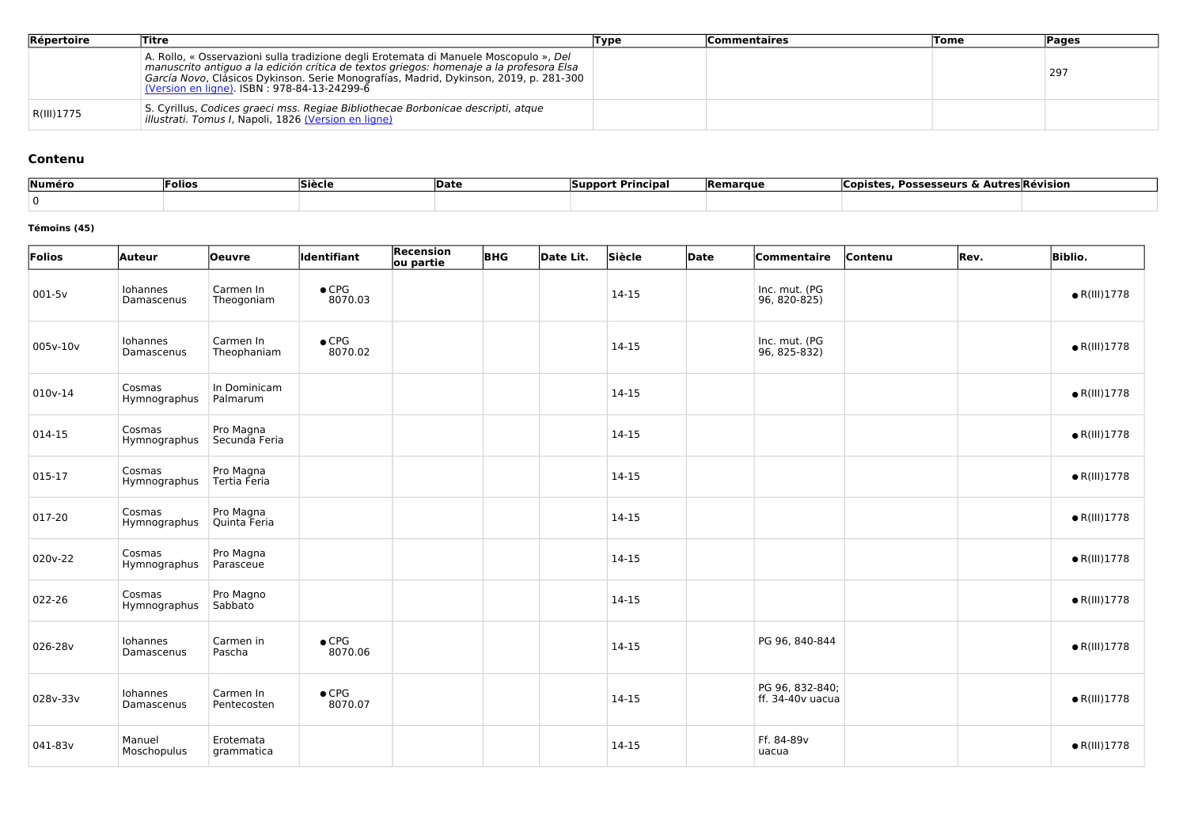| Répertoire | Titre | Type | Commentaires | Tome | Pages |
|---|---|---|---|---|---|
| | A. Rollo, « Osservazioni sulla tradizione degli Erotemata di Manuele Moscopulo », *Del manuscrito antiguo a la edición crítica de textos griegos: homenaje a la profesora Elsa García Novo*, Clásicos Dykinson. Serie Monografías, Madrid, Dykinson, 2019, p. 281-300 (Version en ligne). ISBN : 978-84-13-24299-6 | | | | 297 |
| R(III)1775 | S. Cyrillus, *Codices graeci mss. Regiae Bibliothecae Borbonicae descripti, atque illustrati. Tomus I*, Napoli, 1826 (Version en ligne) | | | | |

## Contenu

| Numéro | Folios | Siècle | Date | Support Principal | Remarque | Copistes, Possesseurs & Autres | Révision |
|---|---|---|---|---|---|---|---|
| 0 | | | | | | | |

#### Témoins (45)

| Folios | Auteur | Oeuvre | Identifiant | Recension ou partie | BHG | Date Lit. | Siècle | Date | Commentaire | Contenu | Rev. | Biblio. |
|---|---|---|---|---|---|---|---|---|---|---|---|---|
| 001-5v | Iohannes Damascenus | Carmen In Theogoniam | • CPG 8070.03 | | | | 14-15 | | Inc. mut. (PG 96, 820-825) | | | • R(III)1778 |
| 005v-10v | Iohannes Damascenus | Carmen In Theophaniam | • CPG 8070.02 | | | | 14-15 | | Inc. mut. (PG 96, 825-832) | | | • R(III)1778 |
| 010v-14 | Cosmas Hymnographus | In Dominicam Palmarum | | | | | 14-15 | | | | | • R(III)1778 |
| 014-15 | Cosmas Hymnographus | Pro Magna Secunda Feria | | | | | 14-15 | | | | | • R(III)1778 |
| 015-17 | Cosmas Hymnographus | Pro Magna Tertia Feria | | | | | 14-15 | | | | | • R(III)1778 |
| 017-20 | Cosmas Hymnographus | Pro Magna Quinta Feria | | | | | 14-15 | | | | | • R(III)1778 |
| 020v-22 | Cosmas Hymnographus | Pro Magna Parasceue | | | | | 14-15 | | | | | • R(III)1778 |
| 022-26 | Cosmas Hymnographus | Pro Magno Sabbato | | | | | 14-15 | | | | | • R(III)1778 |
| 026-28v | Iohannes Damascenus | Carmen in Pascha | • CPG 8070.06 | | | | 14-15 | | PG 96, 840-844 | | | • R(III)1778 |
| 028v-33v | Iohannes Damascenus | Carmen In Pentecosten | • CPG 8070.07 | | | | 14-15 | | PG 96, 832-840; ff. 34-40v uacua | | | • R(III)1778 |
| 041-83v | Manuel Moschopulus | Erotemata grammatica | | | | | 14-15 | | Ff. 84-89v uacua | | | • R(III)1778 |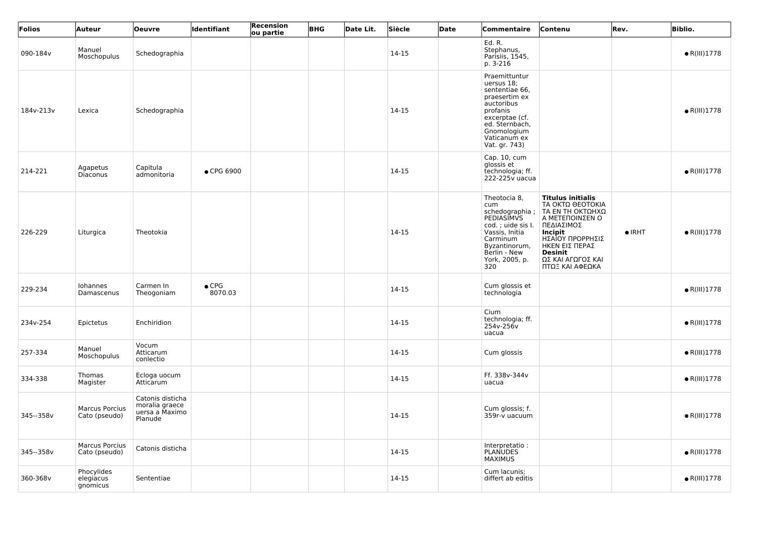| Folios | Auteur | Oeuvre | Identifiant | Recension ou partie | BHG | Date Lit. | Siècle | Date | Commentaire | Contenu | Rev. | Biblio. |
|---|---|---|---|---|---|---|---|---|---|---|---|---|
| 090-184v | Manuel Moschopulus | Schedographia | | | | | 14-15 | | Ed. R. Stephanus, Parisiis, 1545, p. 3-216 | | | ● R(III)1778 |
| 184v-213v | Lexica | Schedographia | | | | | 14-15 | | Praemittuntur uersus 18; sententiae 66, praesertim ex auctoribus profanis excerptae (cf. ed. Sternbach, Gnomologium Vaticanum ex Vat. gr. 743) | | | ● R(III)1778 |
| 214-221 | Agapetus Diaconus | Capitula admonitoria | ● CPG 6900 | | | | 14-15 | | Cap. 10, cum glossis et technologia; ff. 222-225v uacua | | | ● R(III)1778 |
| 226-229 | Liturgica | Theotokia | | | | | 14-15 | | Theotocia 8, cum schedographia ; PEDIASIMVS cod. ; uide sis I. Vassis, Initia Carminum Byzantinorum, Berlin - New York, 2005, p. 320 | **Titulus initialis** ΤΑ ΟΚΤΩ ΘΕΟΤΟΚΙΑ ΤΑ ΕΝ ΤΗ ΟΚΤΩΗΧΩ Α ΜΕΤΕΠΟΙΝΣΕΝ Ο ΠΕΔΙΑΣΙΜΟΣ **Incipit** ΗΣΑΙΟΥ ΠΡΟΡΡΗΣΙΣ ΗΚΕΝ ΕΙΣ ΠΕΡΑΣ **Desinit** ΩΣ ΚΑΙ ΑΓΩΓΟΣ ΚΑΙ ΠΤΩΞ ΚΑΙ ΑΦΕΩΚΑ | ● IRHT | ● R(III)1778 |
| 229-234 | Iohannes Damascenus | Carmen In Theogoniam | ● CPG 8070.03 | | | | 14-15 | | Cum glossis et technologia | | | ● R(III)1778 |
| 234v-254 | Epictetus | Enchiridion | | | | | 14-15 | | Cium technologia; ff. 254v-256v uacua | | | ● R(III)1778 |
| 257-334 | Manuel Moschopulus | Vocum Atticarum conlectio | | | | | 14-15 | | Cum glossis | | | ● R(III)1778 |
| 334-338 | Thomas Magister | Ecloga uocum Atticarum | | | | | 14-15 | | Ff. 338v-344v uacua | | | ● R(III)1778 |
| 345--358v | Marcus Porcius Cato (pseudo) | Catonis disticha moralia graece uersa a Maximo Planude | | | | | 14-15 | | Cum glossis; f. 359r-v uacuum | | | ● R(III)1778 |
| 345--358v | Marcus Porcius Cato (pseudo) | Catonis disticha | | | | | 14-15 | | Interpretatio : PLANUDES MAXIMUS | | | ● R(III)1778 |
| 360-368v | Phocylides elegiacus gnomicus | Sententiae | | | | | 14-15 | | Cum lacunis; differt ab editis | | | ● R(III)1778 |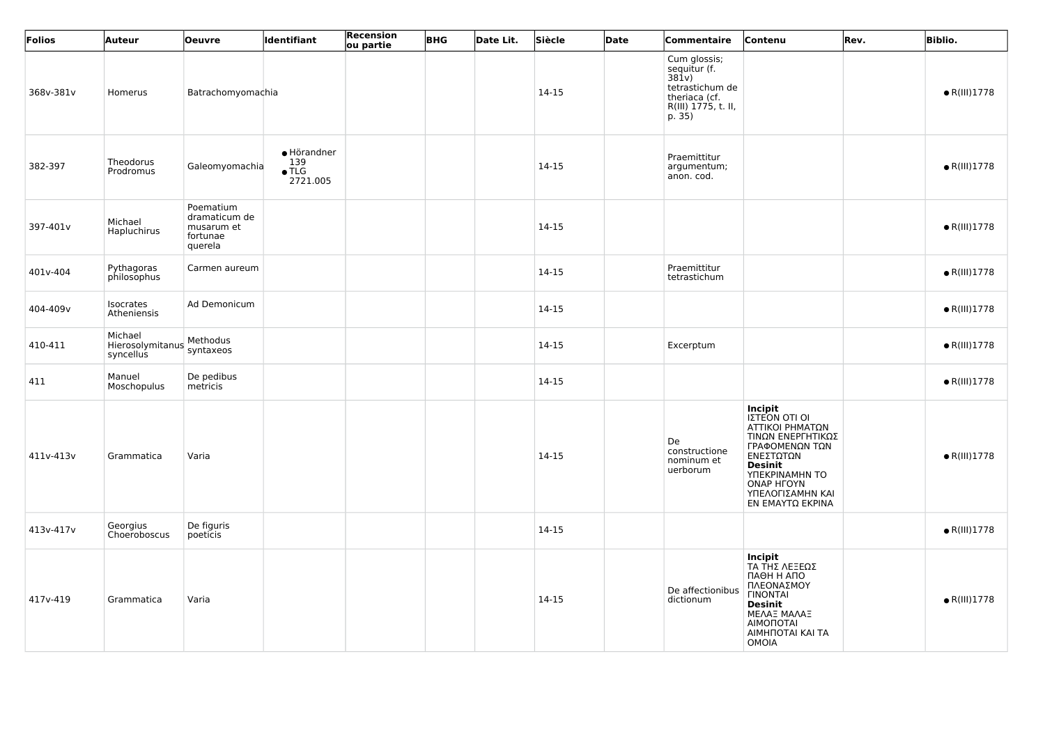| Folios | Auteur | Oeuvre | Identifiant | Recension ou partie | BHG | Date Lit. | Siècle | Date | Commentaire | Contenu | Rev. | Biblio. |
|---|---|---|---|---|---|---|---|---|---|---|---|---|
| 368v-381v | Homerus | Batrachomyomachia | | | | | 14-15 | | Cum glossis; sequitur (f. 381v) tetrastichum de theriaca (cf. R(III) 1775, t. II, p. 35) | | | • R(III)1778 |
| 382-397 | Theodorus Prodromus | Galeomyomachia | • Hörandner 139<br>• TLG 2721.005 | | | | 14-15 | | Praemittitur argumentum; anon. cod. | | | • R(III)1778 |
| 397-401v | Michael Hapluchirus | Poematium dramaticum de musarum et fortunae querela | | | | | 14-15 | | | | | • R(III)1778 |
| 401v-404 | Pythagoras philosophus | Carmen aureum | | | | | 14-15 | | Praemittitur tetrastichum | | | • R(III)1778 |
| 404-409v | Isocrates Atheniensis | Ad Demonicum | | | | | 14-15 | | | | | • R(III)1778 |
| 410-411 | Michael Hierosolymitanus syncellus | Methodus syntaxeos | | | | | 14-15 | | Excerptum | | | • R(III)1778 |
| 411 | Manuel Moschopulus | De pedibus metricis | | | | | 14-15 | | | | | • R(III)1778 |
| 411v-413v | Grammatica | Varia | | | | | 14-15 | | De constructione nominum et uerborum | **Incipit** ΙΣΤΕΟΝ ΟΤΙ ΟΙ ΑΤΤΙΚΟΙ ΡΗΜΑΤΩΝ ΤΙΝΩΝ ΕΝΕΡΓΗΤΙΚΩΣ ΓΡΑΦΟΜΕΝΩΝ ΤΩΝ ΕΝΕΣΤΩΤΩΝ **Desinit** ΥΠΕΚΡΙΝΑΜΗΝ ΤΟ ΟΝΑΡ ΗΓΟΥΝ ΥΠΕΛΟΓΙΣΑΜΗΝ ΚΑΙ ΕΝ ΕΜΑΥΤΩ ΕΚΡΙΝΑ | | • R(III)1778 |
| 413v-417v | Georgius Choeroboscus | De figuris poeticis | | | | | 14-15 | | | | | • R(III)1778 |
| 417v-419 | Grammatica | Varia | | | | | 14-15 | | De affectionibus dictionum | **Incipit** ΤΑ ΤΗΣ ΛΕΞΕΩΣ ΠΑΘΗ Η ΑΠΟ ΠΛΕΟΝΑΣΜΟΥ ΓΙΝΟΝΤΑΙ **Desinit** ΜΕΛΑΞ ΜΑΛΑΞ ΑΙΜΟΠΟΤΑΙ ΑΙΜΗΠΟΤΑΙ ΚΑΙ ΤΑ ΟΜΟΙΑ | | • R(III)1778 |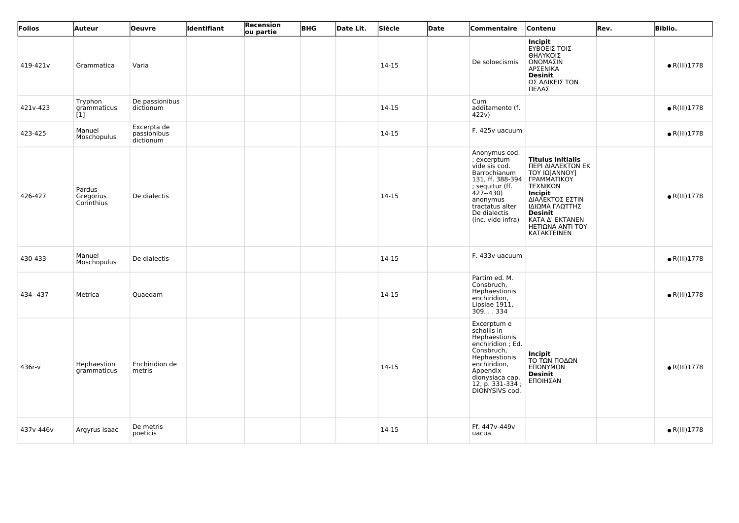| Folios | Auteur | Oeuvre | Identifiant | Recension ou partie | BHG | Date Lit. | Siècle | Date | Commentaire | Contenu | Rev. | Biblio. |
|---|---|---|---|---|---|---|---|---|---|---|---|---|
| 419-421v | Grammatica | Varia | | | | | 14-15 | | De soloecismis | **Incipit** ΕΥΒΟΕΙΣ ΤΟΙΣ ΘΗΛΥΚΟΙΣ ΟΝΟΜΑΣΙΝ ΑΡΣΕΝΙΚΑ **Desinit** ΩΣ ΑΔΙΚΕΙΣ ΤΟΝ ΠΕΛΑΣ | | ● R(III)1778 |
| 421v-423 | Tryphon grammaticus [1] | De passionibus dictionum | | | | | 14-15 | | Cum additamento (f. 422v) | | | ● R(III)1778 |
| 423-425 | Manuel Moschopulus | Excerpta de passionibus dictionum | | | | | 14-15 | | F. 425v uacuum | | | ● R(III)1778 |
| 426-427 | Pardus Gregorius Corinthius | De dialectis | | | | | 14-15 | | Anonymus cod. ; excerptum vide sis cod. Barrochianum 131, ff. 388-394 ; sequitur (ff. 427--430) anonymus tractatus alter De dialectis (inc. vide infra) | **Titulus initialis** ΠΕΡΙ ΔΙΑΛΕΚΤΩΝ ΕΚ ΤΟΥ ΙΩ[ΑΝΝΟΥ] ΓΡΑΜΜΑΤΙΚΟΥ ΤΕΧΝΙΚΩΝ **Incipit** ΔΙΑΛΕΚΤΟΣ ΕΣΤΙΝ ΙΔΙΩΜΑ ΓΛΩΤΤΗΣ **Desinit** ΚΑΤΑ Δ' ΕΚΤΑΝΕΝ ΗΕΤΙΩΝΑ ΑΝΤΙ ΤΟΥ ΚΑΤΑΚΤΕΙΝΕΝ | | ● R(III)1778 |
| 430-433 | Manuel Moschopulus | De dialectis | | | | | 14-15 | | F. 433v uacuum | | | ● R(III)1778 |
| 434--437 | Metrica | Quaedam | | | | | 14-15 | | Partim ed. M. Consbruch, Hephaestionis enchiridion, Lipsiae 1911, 309. . . 334 | | | ● R(III)1778 |
| 436r-v | Hephaestion grammaticus | Enchiridion de metris | | | | | 14-15 | | Excerptum e scholiis in Hephaestionis enchiridion ; Ed. Consbruch, Hephaestionis enchiridion, Appendix dionysiaca cap. 12, p. 331-334 ; DIONYSIVS cod. | **Incipit** ΤΟ ΤΩΝ ΠΟΔΩΝ ΕΠΩΝΥΜΟΝ **Desinit** ΕΠΟΙΗΣΑΝ | | ● R(III)1778 |
| 437v-446v | Argyrus Isaac | De metris poeticis | | | | | 14-15 | | Ff. 447v-449v uacua | | | ● R(III)1778 |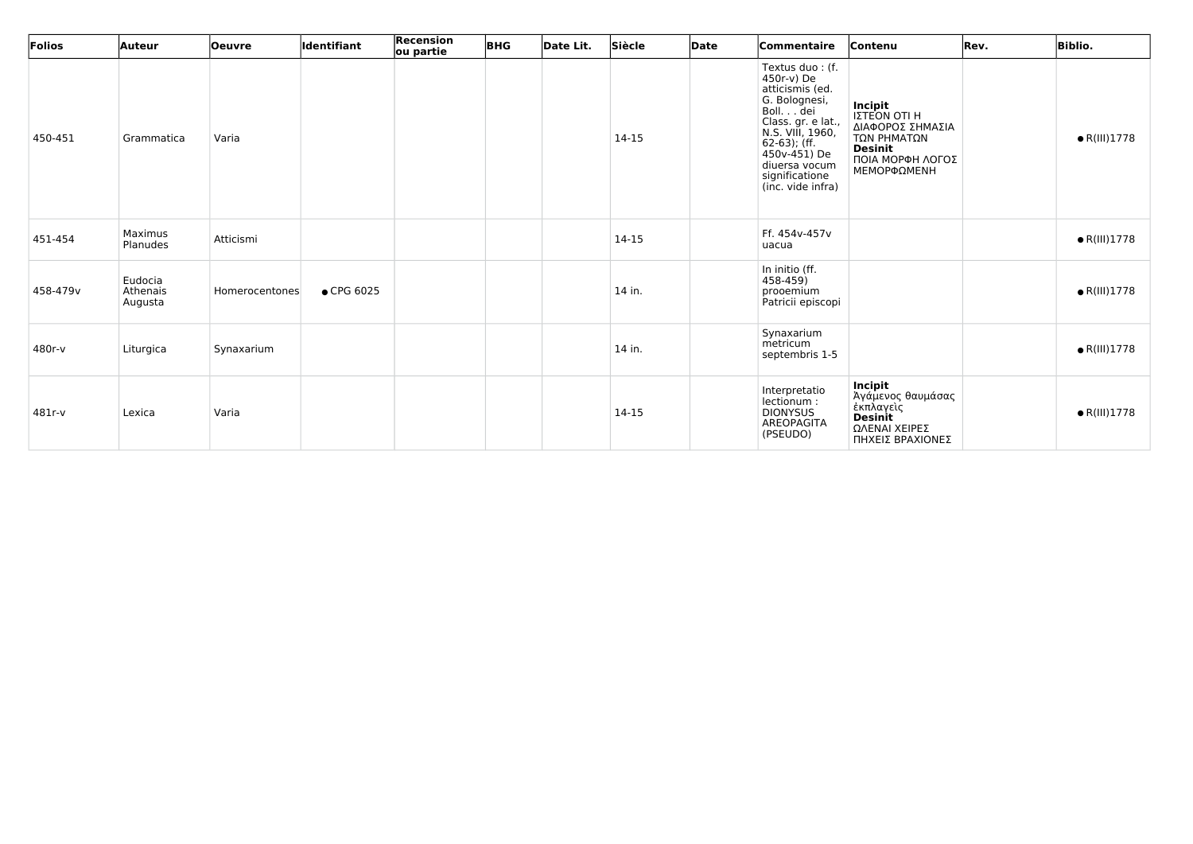| Folios | Auteur | Oeuvre | Identifiant | Recension ou partie | BHG | Date Lit. | Siècle | Date | Commentaire | Contenu | Rev. | Biblio. |
|---|---|---|---|---|---|---|---|---|---|---|---|---|
| 450-451 | Grammatica | Varia | | | | | 14-15 | | Textus duo : (f. 450r-v) De atticismis (ed. G. Bolognesi, Boll. . . dei Class. gr. e lat., N.S. VIII, 1960, 62-63); (ff. 450v-451) De diuersa vocum significatione (inc. vide infra) | **Incipit** ΙΣΤΕΟΝ ΟΤΙ Η ΔΙΑΦΟΡΟΣ ΣΗΜΑΣΙΑ ΤΩΝ ΡΗΜΑΤΩΝ **Desinit** ΠΟΙΑ ΜΟΡΦΗ ΛΟΓΟΣ ΜΕΜΟΡΦΩΜΕΝΗ | | • R(III)1778 |
| 451-454 | Maximus Planudes | Atticismi | | | | | 14-15 | | Ff. 454v-457v uacua | | | • R(III)1778 |
| 458-479v | Eudocia Athenais Augusta | Homerocentones | • CPG 6025 | | | | 14 in. | | In initio (ff. 458-459) prooemium Patricii episcopi | | | • R(III)1778 |
| 480r-v | Liturgica | Synaxarium | | | | | 14 in. | | Synaxarium metricum septembris 1-5 | | | • R(III)1778 |
| 481r-v | Lexica | Varia | | | | | 14-15 | | Interpretatio lectionum : DIONYSUS AREOPAGITA (PSEUDO) | **Incipit** Ἀγάμενος θαυμάσας ἐκπλαγεὶς **Desinit** ΩΛΕΝΑΙ ΧΕΙΡΕΣ ΠΗΧΕΙΣ ΒΡΑΧΙΟΝΕΣ | | • R(III)1778 |